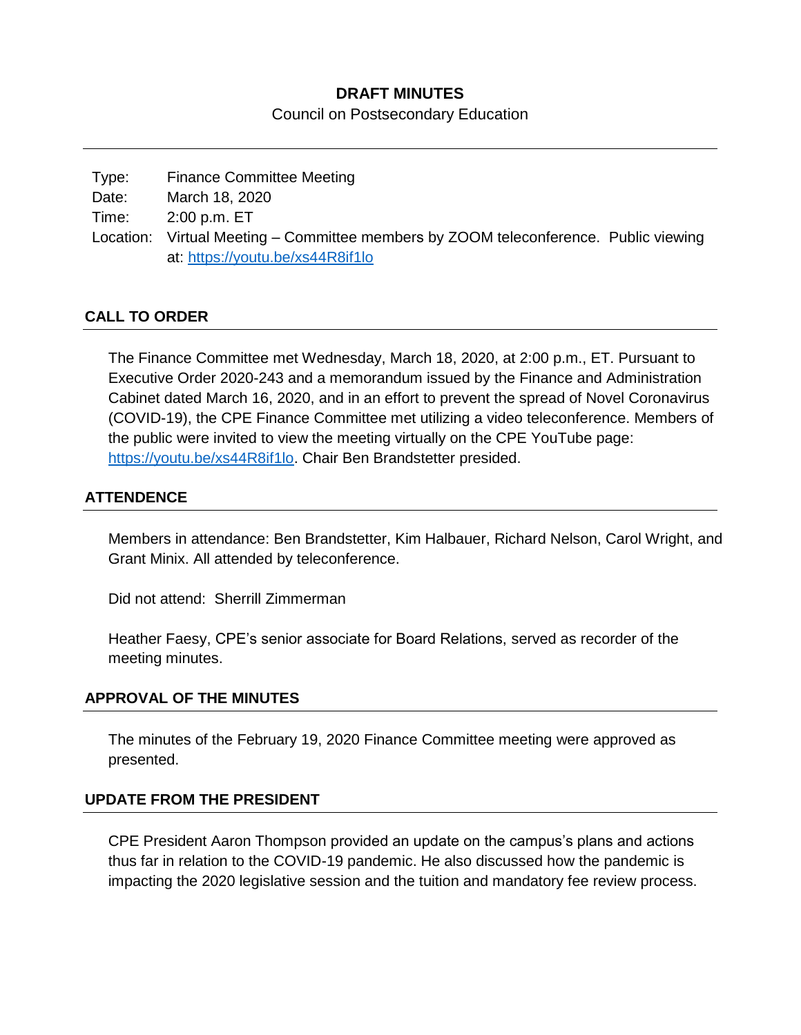# DRAFT MINUTES

Council on Postsecondary Education

---

Type: Finance Committee Meeting
Date: March 18, 2020
Time: 2:00 p.m. ET
Location: Virtual Meeting – Committee members by ZOOM teleconference. Public viewing at: https://youtu.be/xs44R8if1lo

## CALL TO ORDER

The Finance Committee met Wednesday, March 18, 2020, at 2:00 p.m., ET. Pursuant to Executive Order 2020-243 and a memorandum issued by the Finance and Administration Cabinet dated March 16, 2020, and in an effort to prevent the spread of Novel Coronavirus (COVID-19), the CPE Finance Committee met utilizing a video teleconference. Members of the public were invited to view the meeting virtually on the CPE YouTube page: https://youtu.be/xs44R8if1lo. Chair Ben Brandstetter presided.

## ATTENDENCE

Members in attendance: Ben Brandstetter, Kim Halbauer, Richard Nelson, Carol Wright, and Grant Minix. All attended by teleconference.

Did not attend: Sherrill Zimmerman

Heather Faesy, CPE's senior associate for Board Relations, served as recorder of the meeting minutes.

## APPROVAL OF THE MINUTES

The minutes of the February 19, 2020 Finance Committee meeting were approved as presented.

## UPDATE FROM THE PRESIDENT

CPE President Aaron Thompson provided an update on the campus's plans and actions thus far in relation to the COVID-19 pandemic. He also discussed how the pandemic is impacting the 2020 legislative session and the tuition and mandatory fee review process.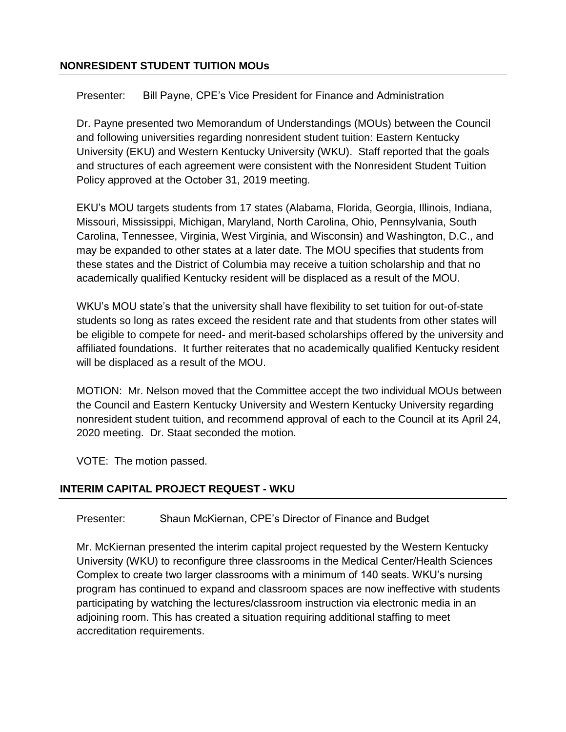## NONRESIDENT STUDENT TUITION MOUs

Presenter: Bill Payne, CPE's Vice President for Finance and Administration

Dr. Payne presented two Memorandum of Understandings (MOUs) between the Council and following universities regarding nonresident student tuition: Eastern Kentucky University (EKU) and Western Kentucky University (WKU). Staff reported that the goals and structures of each agreement were consistent with the Nonresident Student Tuition Policy approved at the October 31, 2019 meeting.

EKU's MOU targets students from 17 states (Alabama, Florida, Georgia, Illinois, Indiana, Missouri, Mississippi, Michigan, Maryland, North Carolina, Ohio, Pennsylvania, South Carolina, Tennessee, Virginia, West Virginia, and Wisconsin) and Washington, D.C., and may be expanded to other states at a later date. The MOU specifies that students from these states and the District of Columbia may receive a tuition scholarship and that no academically qualified Kentucky resident will be displaced as a result of the MOU.

WKU's MOU state's that the university shall have flexibility to set tuition for out-of-state students so long as rates exceed the resident rate and that students from other states will be eligible to compete for need- and merit-based scholarships offered by the university and affiliated foundations. It further reiterates that no academically qualified Kentucky resident will be displaced as a result of the MOU.

MOTION: Mr. Nelson moved that the Committee accept the two individual MOUs between the Council and Eastern Kentucky University and Western Kentucky University regarding nonresident student tuition, and recommend approval of each to the Council at its April 24, 2020 meeting. Dr. Staat seconded the motion.

VOTE: The motion passed.

## INTERIM CAPITAL PROJECT REQUEST - WKU

Presenter: Shaun McKiernan, CPE's Director of Finance and Budget

Mr. McKiernan presented the interim capital project requested by the Western Kentucky University (WKU) to reconfigure three classrooms in the Medical Center/Health Sciences Complex to create two larger classrooms with a minimum of 140 seats. WKU's nursing program has continued to expand and classroom spaces are now ineffective with students participating by watching the lectures/classroom instruction via electronic media in an adjoining room. This has created a situation requiring additional staffing to meet accreditation requirements.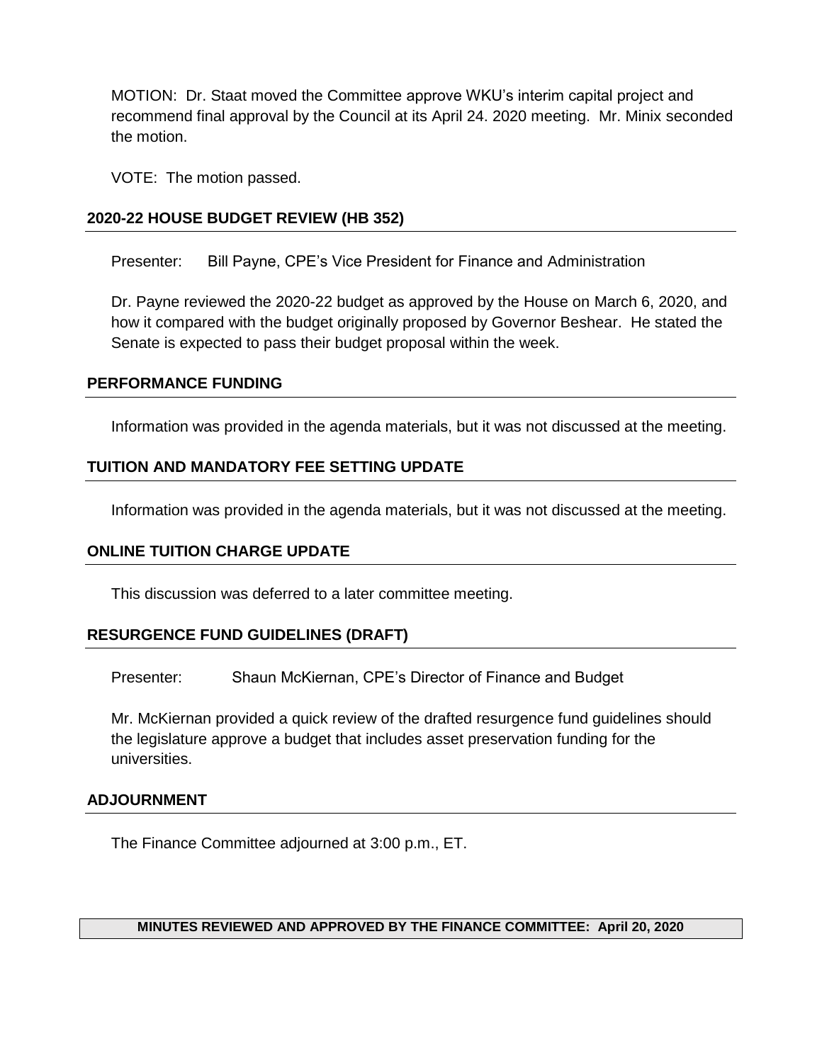MOTION: Dr. Staat moved the Committee approve WKU's interim capital project and recommend final approval by the Council at its April 24. 2020 meeting. Mr. Minix seconded the motion.

VOTE: The motion passed.

## 2020-22 HOUSE BUDGET REVIEW (HB 352)

Presenter: Bill Payne, CPE's Vice President for Finance and Administration

Dr. Payne reviewed the 2020-22 budget as approved by the House on March 6, 2020, and how it compared with the budget originally proposed by Governor Beshear. He stated the Senate is expected to pass their budget proposal within the week.

## PERFORMANCE FUNDING

Information was provided in the agenda materials, but it was not discussed at the meeting.

## TUITION AND MANDATORY FEE SETTING UPDATE

Information was provided in the agenda materials, but it was not discussed at the meeting.

## ONLINE TUITION CHARGE UPDATE

This discussion was deferred to a later committee meeting.

## RESURGENCE FUND GUIDELINES (DRAFT)

Presenter: Shaun McKiernan, CPE's Director of Finance and Budget

Mr. McKiernan provided a quick review of the drafted resurgence fund guidelines should the legislature approve a budget that includes asset preservation funding for the universities.

## ADJOURNMENT

The Finance Committee adjourned at 3:00 p.m., ET.

**MINUTES REVIEWED AND APPROVED BY THE FINANCE COMMITTEE: April 20, 2020**